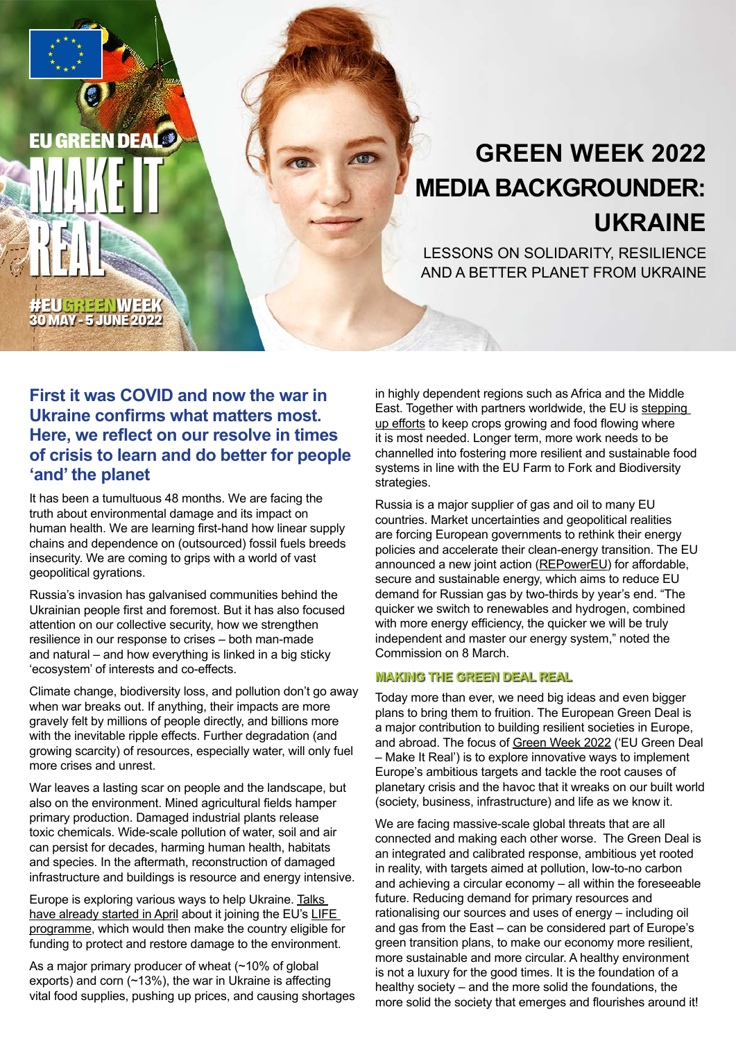EU GREEN DEAL
MAKE IT REAL

#EUGREENWEEK
30 MAY - 5 JUNE 2022

# GREEN WEEK 2022 MEDIA BACKGROUNDER: UKRAINE

LESSONS ON SOLIDARITY, RESILIENCE AND A BETTER PLANET FROM UKRAINE

## First it was COVID and now the war in Ukraine confirms what matters most. Here, we reflect on our resolve in times of crisis to learn and do better for people 'and' the planet

It has been a tumultuous 48 months. We are facing the truth about environmental damage and its impact on human health. We are learning first-hand how linear supply chains and dependence on (outsourced) fossil fuels breeds insecurity. We are coming to grips with a world of vast geopolitical gyrations.

Russia's invasion has galvanised communities behind the Ukrainian people first and foremost. But it has also focused attention on our collective security, how we strengthen resilience in our response to crises – both man-made and natural – and how everything is linked in a big sticky 'ecosystem' of interests and co-effects.

Climate change, biodiversity loss, and pollution don't go away when war breaks out. If anything, their impacts are more gravely felt by millions of people directly, and billions more with the inevitable ripple effects. Further degradation (and growing scarcity) of resources, especially water, will only fuel more crises and unrest.

War leaves a lasting scar on people and the landscape, but also on the environment. Mined agricultural fields hamper primary production. Damaged industrial plants release toxic chemicals. Wide-scale pollution of water, soil and air can persist for decades, harming human health, habitats and species. In the aftermath, reconstruction of damaged infrastructure and buildings is resource and energy intensive.

Europe is exploring various ways to help Ukraine. Talks have already started in April about it joining the EU's LIFE programme, which would then make the country eligible for funding to protect and restore damage to the environment.

As a major primary producer of wheat (~10% of global exports) and corn (~13%), the war in Ukraine is affecting vital food supplies, pushing up prices, and causing shortages in highly dependent regions such as Africa and the Middle East. Together with partners worldwide, the EU is stepping up efforts to keep crops growing and food flowing where it is most needed. Longer term, more work needs to be channelled into fostering more resilient and sustainable food systems in line with the EU Farm to Fork and Biodiversity strategies.

Russia is a major supplier of gas and oil to many EU countries. Market uncertainties and geopolitical realities are forcing European governments to rethink their energy policies and accelerate their clean-energy transition. The EU announced a new joint action (REPowerEU) for affordable, secure and sustainable energy, which aims to reduce EU demand for Russian gas by two-thirds by year's end. "The quicker we switch to renewables and hydrogen, combined with more energy efficiency, the quicker we will be truly independent and master our energy system," noted the Commission on 8 March.

### MAKING THE GREEN DEAL REAL

Today more than ever, we need big ideas and even bigger plans to bring them to fruition. The European Green Deal is a major contribution to building resilient societies in Europe, and abroad. The focus of Green Week 2022 ('EU Green Deal – Make It Real') is to explore innovative ways to implement Europe's ambitious targets and tackle the root causes of planetary crisis and the havoc that it wreaks on our built world (society, business, infrastructure) and life as we know it.

We are facing massive-scale global threats that are all connected and making each other worse. The Green Deal is an integrated and calibrated response, ambitious yet rooted in reality, with targets aimed at pollution, low-to-no carbon and achieving a circular economy – all within the foreseeable future. Reducing demand for primary resources and rationalising our sources and uses of energy – including oil and gas from the East – can be considered part of Europe's green transition plans, to make our economy more resilient, more sustainable and more circular. A healthy environment is not a luxury for the good times. It is the foundation of a healthy society – and the more solid the foundations, the more solid the society that emerges and flourishes around it!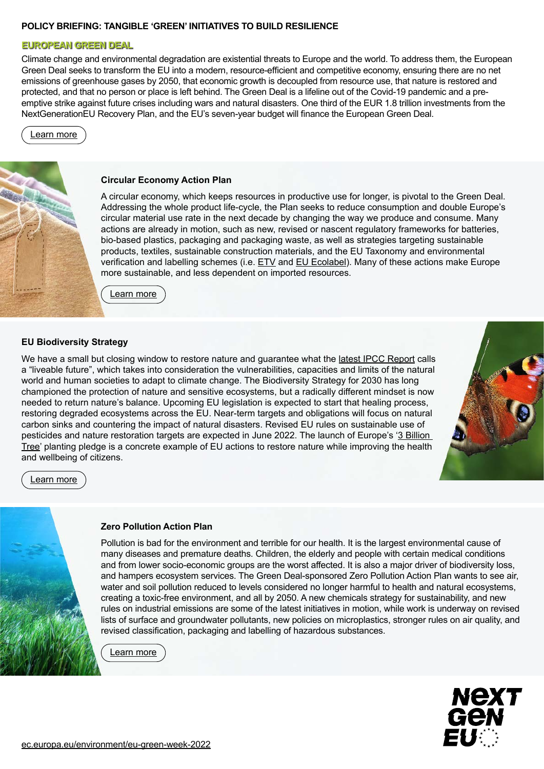# POLICY BRIEFING: TANGIBLE 'GREEN' INITIATIVES TO BUILD RESILIENCE

## EUROPEAN GREEN DEAL

Climate change and environmental degradation are existential threats to Europe and the world. To address them, the European Green Deal seeks to transform the EU into a modern, resource-efficient and competitive economy, ensuring there are no net emissions of greenhouse gases by 2050, that economic growth is decoupled from resource use, that nature is restored and protected, and that no person or place is left behind. The Green Deal is a lifeline out of the Covid-19 pandemic and a pre-emptive strike against future crises including wars and natural disasters. One third of the EUR 1.8 trillion investments from the NextGenerationEU Recovery Plan, and the EU's seven-year budget will finance the European Green Deal.

Learn more

### Circular Economy Action Plan

A circular economy, which keeps resources in productive use for longer, is pivotal to the Green Deal. Addressing the whole product life-cycle, the Plan seeks to reduce consumption and double Europe's circular material use rate in the next decade by changing the way we produce and consume. Many actions are already in motion, such as new, revised or nascent regulatory frameworks for batteries, bio-based plastics, packaging and packaging waste, as well as strategies targeting sustainable products, textiles, sustainable construction materials, and the EU Taxonomy and environmental verification and labelling schemes (i.e. ETV and EU Ecolabel). Many of these actions make Europe more sustainable, and less dependent on imported resources.

Learn more

### EU Biodiversity Strategy

We have a small but closing window to restore nature and guarantee what the latest IPCC Report calls a "liveable future", which takes into consideration the vulnerabilities, capacities and limits of the natural world and human societies to adapt to climate change. The Biodiversity Strategy for 2030 has long championed the protection of nature and sensitive ecosystems, but a radically different mindset is now needed to return nature's balance. Upcoming EU legislation is expected to start that healing process, restoring degraded ecosystems across the EU. Near-term targets and obligations will focus on natural carbon sinks and countering the impact of natural disasters. Revised EU rules on sustainable use of pesticides and nature restoration targets are expected in June 2022. The launch of Europe's '3 Billion Tree' planting pledge is a concrete example of EU actions to restore nature while improving the health and wellbeing of citizens.

Learn more

### Zero Pollution Action Plan

Pollution is bad for the environment and terrible for our health. It is the largest environmental cause of many diseases and premature deaths. Children, the elderly and people with certain medical conditions and from lower socio-economic groups are the worst affected. It is also a major driver of biodiversity loss, and hampers ecosystem services. The Green Deal-sponsored Zero Pollution Action Plan wants to see air, water and soil pollution reduced to levels considered no longer harmful to health and natural ecosystems, creating a toxic-free environment, and all by 2050. A new chemicals strategy for sustainability, and new rules on industrial emissions are some of the latest initiatives in motion, while work is underway on revised lists of surface and groundwater pollutants, new policies on microplastics, stronger rules on air quality, and revised classification, packaging and labelling of hazardous substances.

Learn more

ec.europa.eu/environment/eu-green-week-2022

NEXT GEN EU